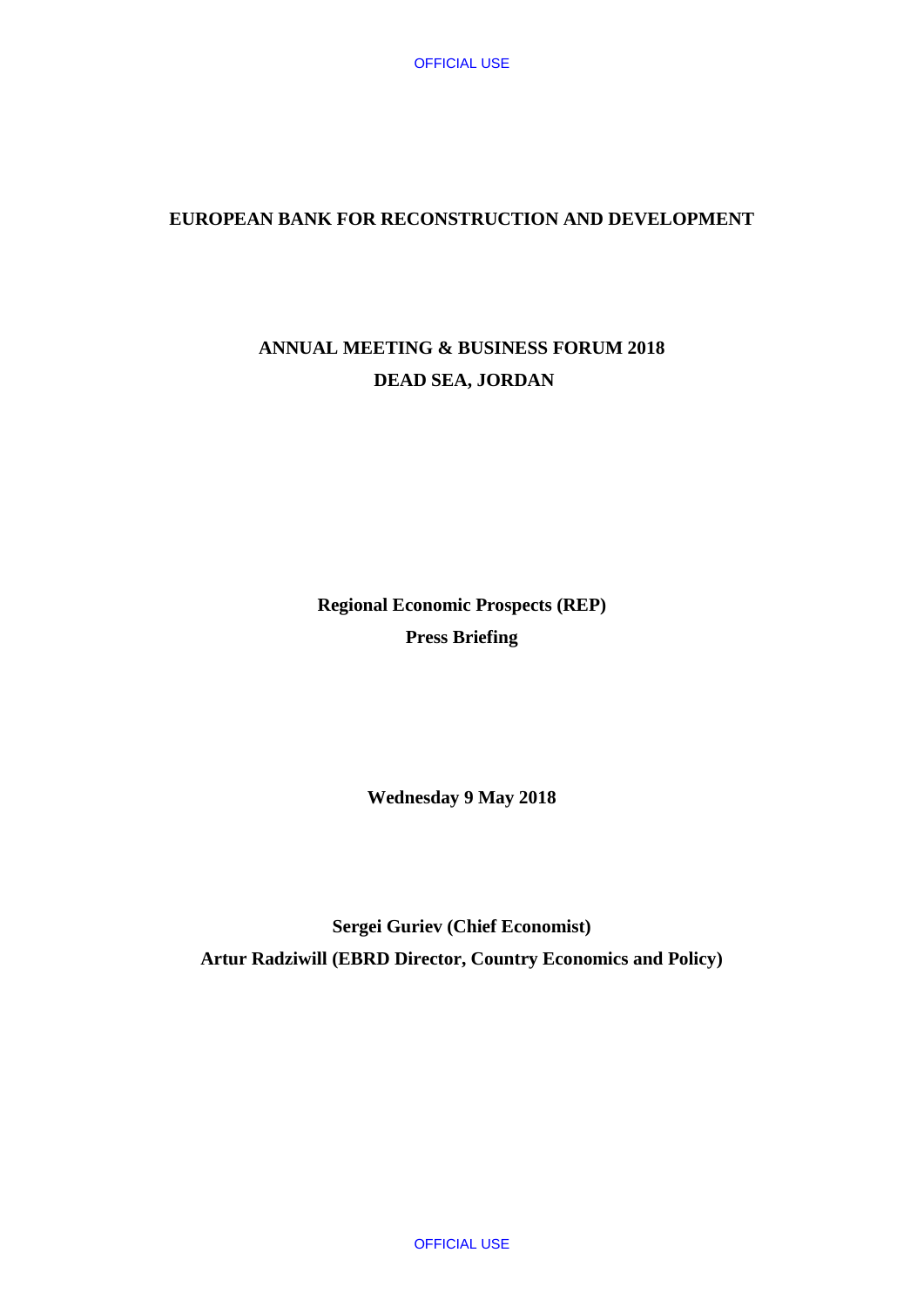# EUROPEAN BANK FOR RECONSTRUCTION AND DEVELOPMENT

## ANNUAL MEETING & BUSINESS FORUM 2018
## DEAD SEA, JORDAN

**Regional Economic Prospects (REP)**
**Press Briefing**

**Wednesday 9 May 2018**

**Sergei Guriev (Chief Economist)**
**Artur Radziwill (EBRD Director, Country Economics and Policy)**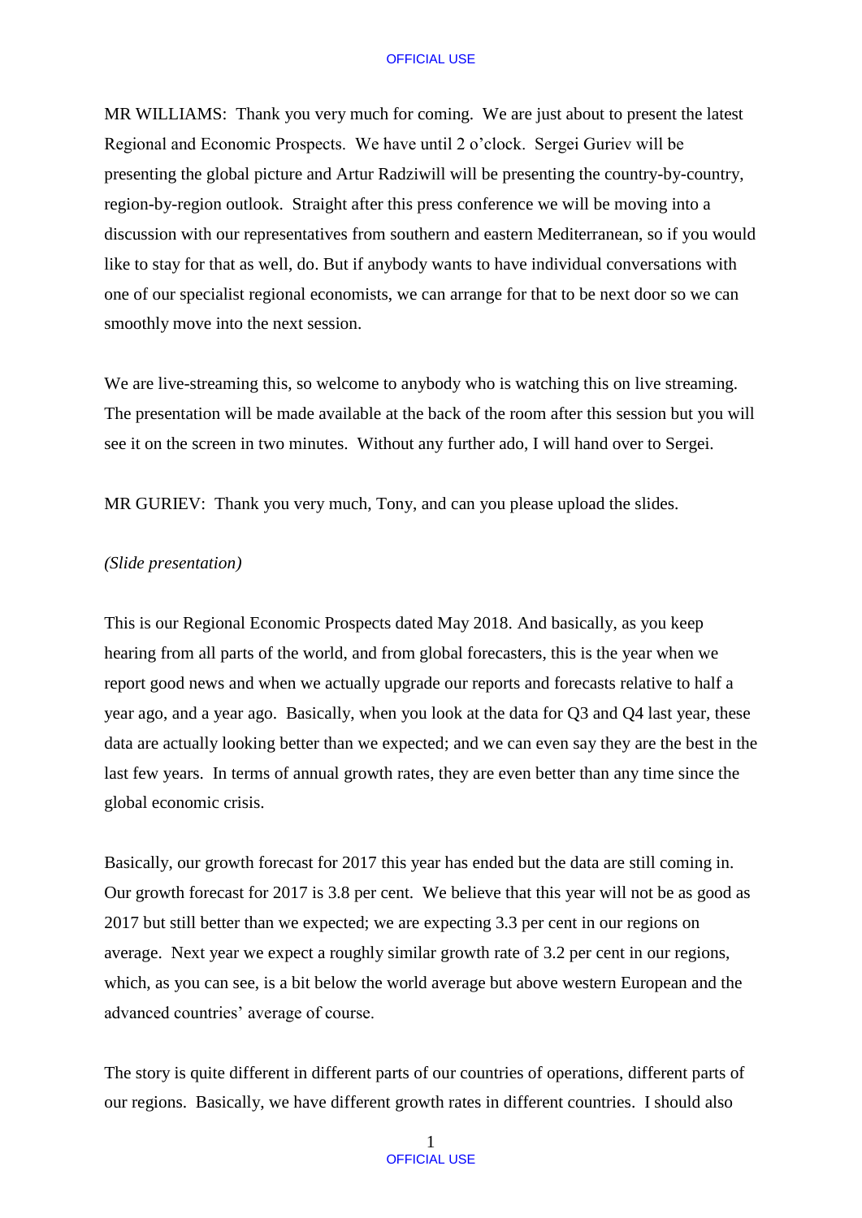MR WILLIAMS: Thank you very much for coming. We are just about to present the latest Regional and Economic Prospects. We have until 2 o'clock. Sergei Guriev will be presenting the global picture and Artur Radziwill will be presenting the country-by-country, region-by-region outlook. Straight after this press conference we will be moving into a discussion with our representatives from southern and eastern Mediterranean, so if you would like to stay for that as well, do. But if anybody wants to have individual conversations with one of our specialist regional economists, we can arrange for that to be next door so we can smoothly move into the next session.

We are live-streaming this, so welcome to anybody who is watching this on live streaming. The presentation will be made available at the back of the room after this session but you will see it on the screen in two minutes. Without any further ado, I will hand over to Sergei.

MR GURIEV: Thank you very much, Tony, and can you please upload the slides.

*(Slide presentation)*

This is our Regional Economic Prospects dated May 2018. And basically, as you keep hearing from all parts of the world, and from global forecasters, this is the year when we report good news and when we actually upgrade our reports and forecasts relative to half a year ago, and a year ago. Basically, when you look at the data for Q3 and Q4 last year, these data are actually looking better than we expected; and we can even say they are the best in the last few years. In terms of annual growth rates, they are even better than any time since the global economic crisis.

Basically, our growth forecast for 2017 this year has ended but the data are still coming in. Our growth forecast for 2017 is 3.8 per cent. We believe that this year will not be as good as 2017 but still better than we expected; we are expecting 3.3 per cent in our regions on average. Next year we expect a roughly similar growth rate of 3.2 per cent in our regions, which, as you can see, is a bit below the world average but above western European and the advanced countries' average of course.

The story is quite different in different parts of our countries of operations, different parts of our regions. Basically, we have different growth rates in different countries. I should also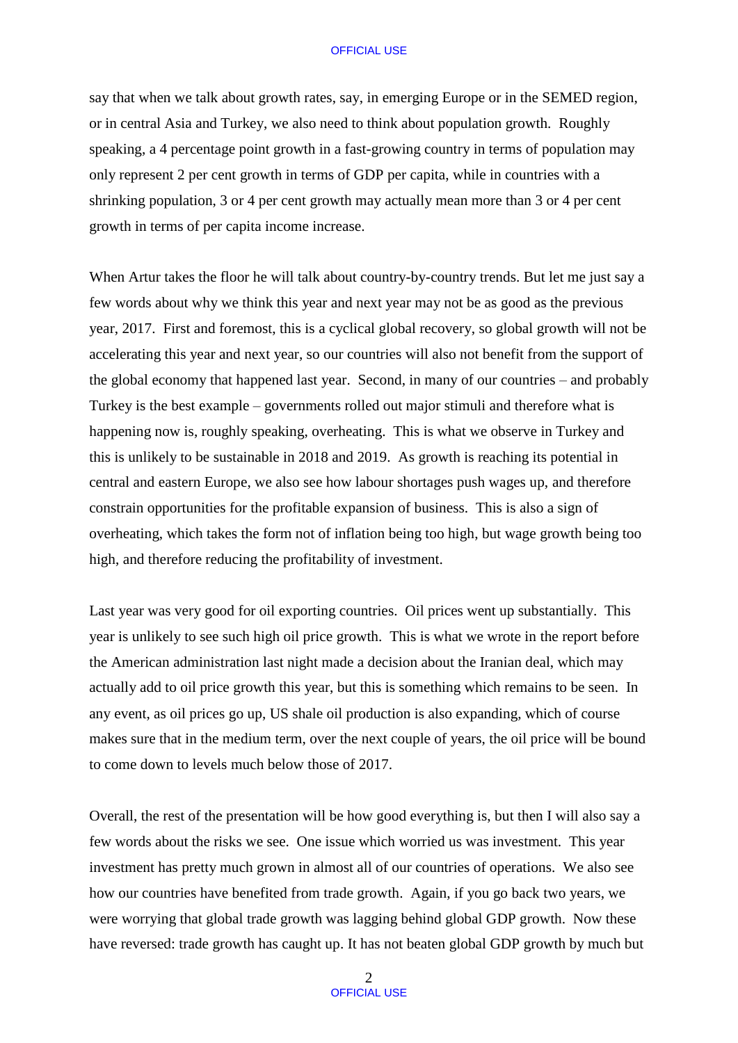say that when we talk about growth rates, say, in emerging Europe or in the SEMED region, or in central Asia and Turkey, we also need to think about population growth. Roughly speaking, a 4 percentage point growth in a fast-growing country in terms of population may only represent 2 per cent growth in terms of GDP per capita, while in countries with a shrinking population, 3 or 4 per cent growth may actually mean more than 3 or 4 per cent growth in terms of per capita income increase.

When Artur takes the floor he will talk about country-by-country trends. But let me just say a few words about why we think this year and next year may not be as good as the previous year, 2017. First and foremost, this is a cyclical global recovery, so global growth will not be accelerating this year and next year, so our countries will also not benefit from the support of the global economy that happened last year. Second, in many of our countries – and probably Turkey is the best example – governments rolled out major stimuli and therefore what is happening now is, roughly speaking, overheating. This is what we observe in Turkey and this is unlikely to be sustainable in 2018 and 2019. As growth is reaching its potential in central and eastern Europe, we also see how labour shortages push wages up, and therefore constrain opportunities for the profitable expansion of business. This is also a sign of overheating, which takes the form not of inflation being too high, but wage growth being too high, and therefore reducing the profitability of investment.

Last year was very good for oil exporting countries. Oil prices went up substantially. This year is unlikely to see such high oil price growth. This is what we wrote in the report before the American administration last night made a decision about the Iranian deal, which may actually add to oil price growth this year, but this is something which remains to be seen. In any event, as oil prices go up, US shale oil production is also expanding, which of course makes sure that in the medium term, over the next couple of years, the oil price will be bound to come down to levels much below those of 2017.

Overall, the rest of the presentation will be how good everything is, but then I will also say a few words about the risks we see. One issue which worried us was investment. This year investment has pretty much grown in almost all of our countries of operations. We also see how our countries have benefited from trade growth. Again, if you go back two years, we were worrying that global trade growth was lagging behind global GDP growth. Now these have reversed: trade growth has caught up. It has not beaten global GDP growth by much but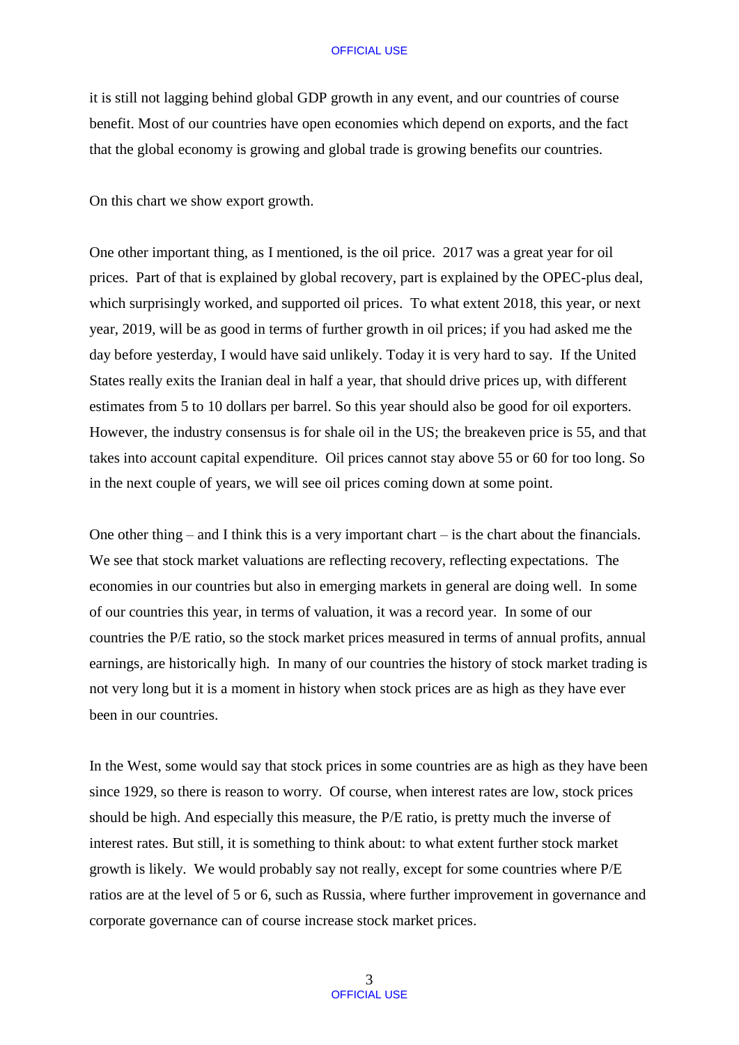it is still not lagging behind global GDP growth in any event, and our countries of course benefit. Most of our countries have open economies which depend on exports, and the fact that the global economy is growing and global trade is growing benefits our countries.

On this chart we show export growth.

One other important thing, as I mentioned, is the oil price. 2017 was a great year for oil prices. Part of that is explained by global recovery, part is explained by the OPEC-plus deal, which surprisingly worked, and supported oil prices. To what extent 2018, this year, or next year, 2019, will be as good in terms of further growth in oil prices; if you had asked me the day before yesterday, I would have said unlikely. Today it is very hard to say. If the United States really exits the Iranian deal in half a year, that should drive prices up, with different estimates from 5 to 10 dollars per barrel. So this year should also be good for oil exporters. However, the industry consensus is for shale oil in the US; the breakeven price is 55, and that takes into account capital expenditure. Oil prices cannot stay above 55 or 60 for too long. So in the next couple of years, we will see oil prices coming down at some point.

One other thing – and I think this is a very important chart – is the chart about the financials. We see that stock market valuations are reflecting recovery, reflecting expectations. The economies in our countries but also in emerging markets in general are doing well. In some of our countries this year, in terms of valuation, it was a record year. In some of our countries the P/E ratio, so the stock market prices measured in terms of annual profits, annual earnings, are historically high. In many of our countries the history of stock market trading is not very long but it is a moment in history when stock prices are as high as they have ever been in our countries.

In the West, some would say that stock prices in some countries are as high as they have been since 1929, so there is reason to worry. Of course, when interest rates are low, stock prices should be high. And especially this measure, the P/E ratio, is pretty much the inverse of interest rates. But still, it is something to think about: to what extent further stock market growth is likely. We would probably say not really, except for some countries where P/E ratios are at the level of 5 or 6, such as Russia, where further improvement in governance and corporate governance can of course increase stock market prices.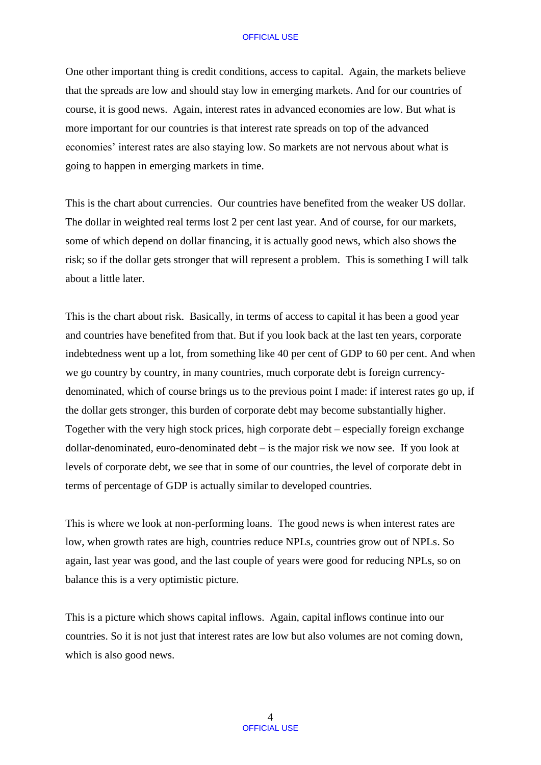One other important thing is credit conditions, access to capital. Again, the markets believe that the spreads are low and should stay low in emerging markets. And for our countries of course, it is good news. Again, interest rates in advanced economies are low. But what is more important for our countries is that interest rate spreads on top of the advanced economies' interest rates are also staying low. So markets are not nervous about what is going to happen in emerging markets in time.

This is the chart about currencies. Our countries have benefited from the weaker US dollar. The dollar in weighted real terms lost 2 per cent last year. And of course, for our markets, some of which depend on dollar financing, it is actually good news, which also shows the risk; so if the dollar gets stronger that will represent a problem. This is something I will talk about a little later.

This is the chart about risk. Basically, in terms of access to capital it has been a good year and countries have benefited from that. But if you look back at the last ten years, corporate indebtedness went up a lot, from something like 40 per cent of GDP to 60 per cent. And when we go country by country, in many countries, much corporate debt is foreign currency-denominated, which of course brings us to the previous point I made: if interest rates go up, if the dollar gets stronger, this burden of corporate debt may become substantially higher. Together with the very high stock prices, high corporate debt – especially foreign exchange dollar-denominated, euro-denominated debt – is the major risk we now see. If you look at levels of corporate debt, we see that in some of our countries, the level of corporate debt in terms of percentage of GDP is actually similar to developed countries.

This is where we look at non-performing loans. The good news is when interest rates are low, when growth rates are high, countries reduce NPLs, countries grow out of NPLs. So again, last year was good, and the last couple of years were good for reducing NPLs, so on balance this is a very optimistic picture.

This is a picture which shows capital inflows. Again, capital inflows continue into our countries. So it is not just that interest rates are low but also volumes are not coming down, which is also good news.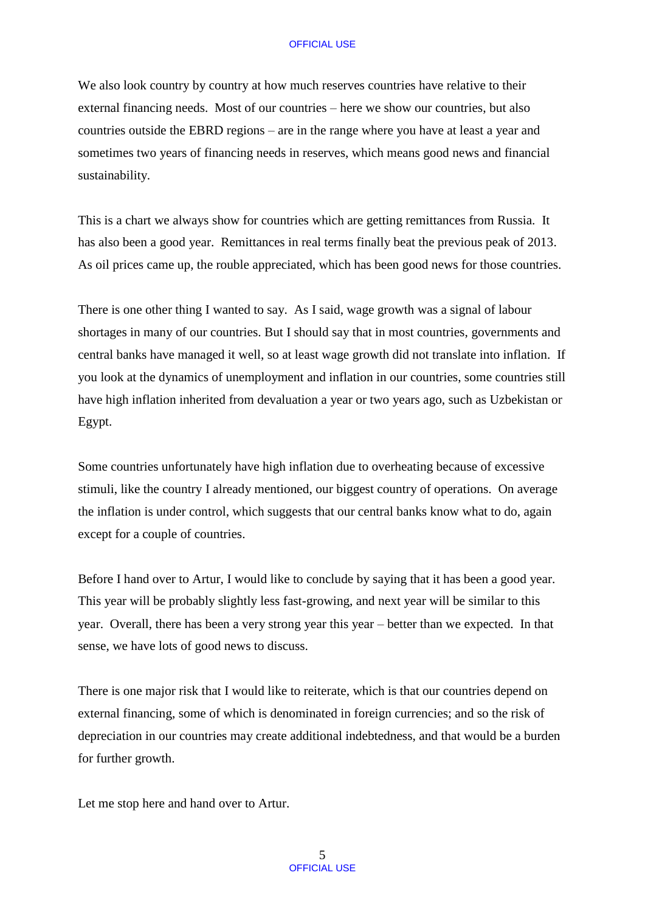We also look country by country at how much reserves countries have relative to their external financing needs. Most of our countries – here we show our countries, but also countries outside the EBRD regions – are in the range where you have at least a year and sometimes two years of financing needs in reserves, which means good news and financial sustainability.

This is a chart we always show for countries which are getting remittances from Russia. It has also been a good year. Remittances in real terms finally beat the previous peak of 2013. As oil prices came up, the rouble appreciated, which has been good news for those countries.

There is one other thing I wanted to say. As I said, wage growth was a signal of labour shortages in many of our countries. But I should say that in most countries, governments and central banks have managed it well, so at least wage growth did not translate into inflation. If you look at the dynamics of unemployment and inflation in our countries, some countries still have high inflation inherited from devaluation a year or two years ago, such as Uzbekistan or Egypt.

Some countries unfortunately have high inflation due to overheating because of excessive stimuli, like the country I already mentioned, our biggest country of operations. On average the inflation is under control, which suggests that our central banks know what to do, again except for a couple of countries.

Before I hand over to Artur, I would like to conclude by saying that it has been a good year. This year will be probably slightly less fast-growing, and next year will be similar to this year. Overall, there has been a very strong year this year – better than we expected. In that sense, we have lots of good news to discuss.

There is one major risk that I would like to reiterate, which is that our countries depend on external financing, some of which is denominated in foreign currencies; and so the risk of depreciation in our countries may create additional indebtedness, and that would be a burden for further growth.

Let me stop here and hand over to Artur.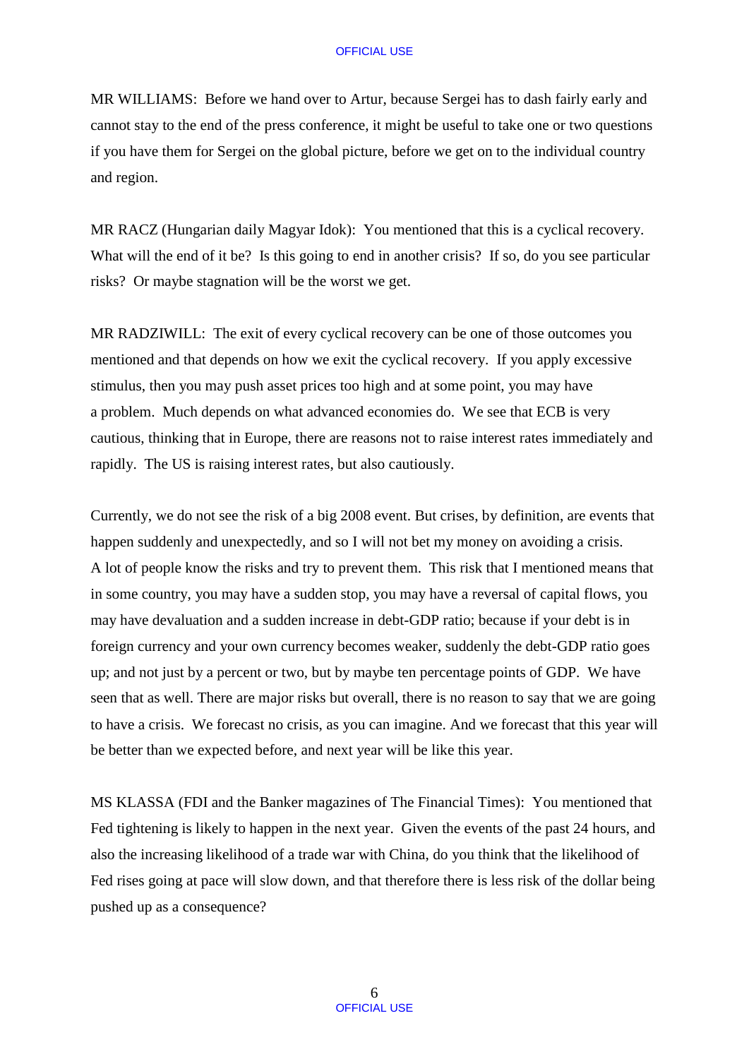MR WILLIAMS: Before we hand over to Artur, because Sergei has to dash fairly early and cannot stay to the end of the press conference, it might be useful to take one or two questions if you have them for Sergei on the global picture, before we get on to the individual country and region.

MR RACZ (Hungarian daily Magyar Idok): You mentioned that this is a cyclical recovery. What will the end of it be? Is this going to end in another crisis? If so, do you see particular risks? Or maybe stagnation will be the worst we get.

MR RADZIWILL: The exit of every cyclical recovery can be one of those outcomes you mentioned and that depends on how we exit the cyclical recovery. If you apply excessive stimulus, then you may push asset prices too high and at some point, you may have a problem. Much depends on what advanced economies do. We see that ECB is very cautious, thinking that in Europe, there are reasons not to raise interest rates immediately and rapidly. The US is raising interest rates, but also cautiously.

Currently, we do not see the risk of a big 2008 event. But crises, by definition, are events that happen suddenly and unexpectedly, and so I will not bet my money on avoiding a crisis. A lot of people know the risks and try to prevent them. This risk that I mentioned means that in some country, you may have a sudden stop, you may have a reversal of capital flows, you may have devaluation and a sudden increase in debt-GDP ratio; because if your debt is in foreign currency and your own currency becomes weaker, suddenly the debt-GDP ratio goes up; and not just by a percent or two, but by maybe ten percentage points of GDP. We have seen that as well. There are major risks but overall, there is no reason to say that we are going to have a crisis. We forecast no crisis, as you can imagine. And we forecast that this year will be better than we expected before, and next year will be like this year.

MS KLASSA (FDI and the Banker magazines of The Financial Times): You mentioned that Fed tightening is likely to happen in the next year. Given the events of the past 24 hours, and also the increasing likelihood of a trade war with China, do you think that the likelihood of Fed rises going at pace will slow down, and that therefore there is less risk of the dollar being pushed up as a consequence?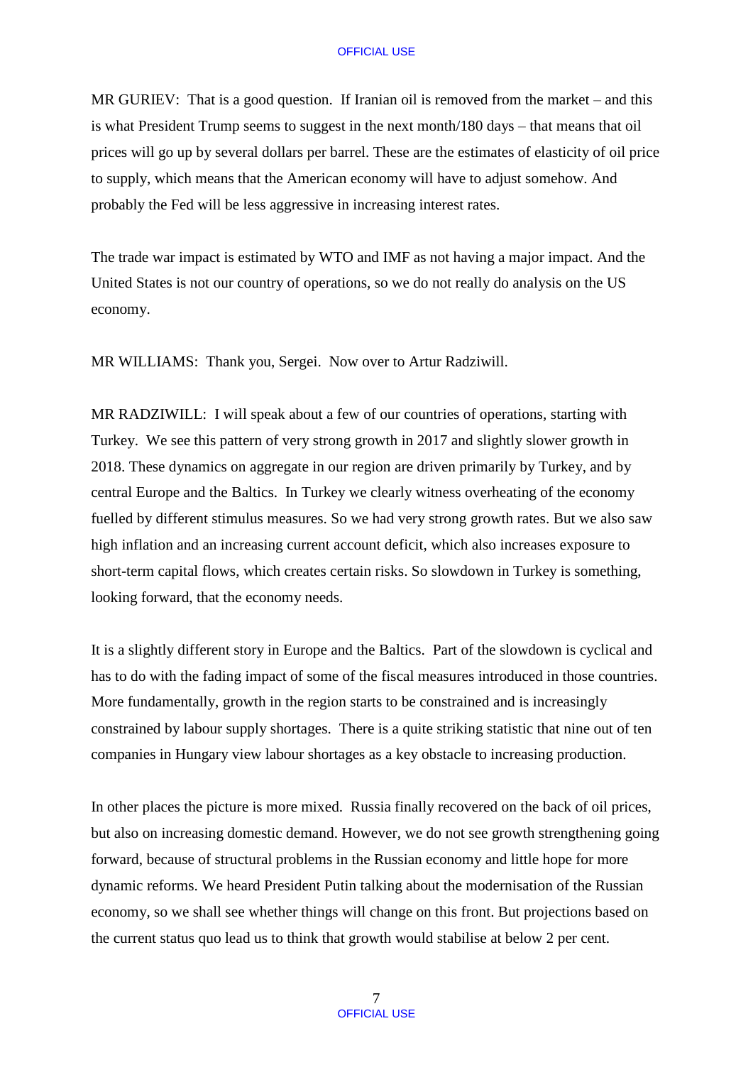MR GURIEV: That is a good question. If Iranian oil is removed from the market – and this is what President Trump seems to suggest in the next month/180 days – that means that oil prices will go up by several dollars per barrel. These are the estimates of elasticity of oil price to supply, which means that the American economy will have to adjust somehow. And probably the Fed will be less aggressive in increasing interest rates.

The trade war impact is estimated by WTO and IMF as not having a major impact. And the United States is not our country of operations, so we do not really do analysis on the US economy.

MR WILLIAMS: Thank you, Sergei. Now over to Artur Radziwill.

MR RADZIWILL: I will speak about a few of our countries of operations, starting with Turkey. We see this pattern of very strong growth in 2017 and slightly slower growth in 2018. These dynamics on aggregate in our region are driven primarily by Turkey, and by central Europe and the Baltics. In Turkey we clearly witness overheating of the economy fuelled by different stimulus measures. So we had very strong growth rates. But we also saw high inflation and an increasing current account deficit, which also increases exposure to short-term capital flows, which creates certain risks. So slowdown in Turkey is something, looking forward, that the economy needs.

It is a slightly different story in Europe and the Baltics. Part of the slowdown is cyclical and has to do with the fading impact of some of the fiscal measures introduced in those countries. More fundamentally, growth in the region starts to be constrained and is increasingly constrained by labour supply shortages. There is a quite striking statistic that nine out of ten companies in Hungary view labour shortages as a key obstacle to increasing production.

In other places the picture is more mixed. Russia finally recovered on the back of oil prices, but also on increasing domestic demand. However, we do not see growth strengthening going forward, because of structural problems in the Russian economy and little hope for more dynamic reforms. We heard President Putin talking about the modernisation of the Russian economy, so we shall see whether things will change on this front. But projections based on the current status quo lead us to think that growth would stabilise at below 2 per cent.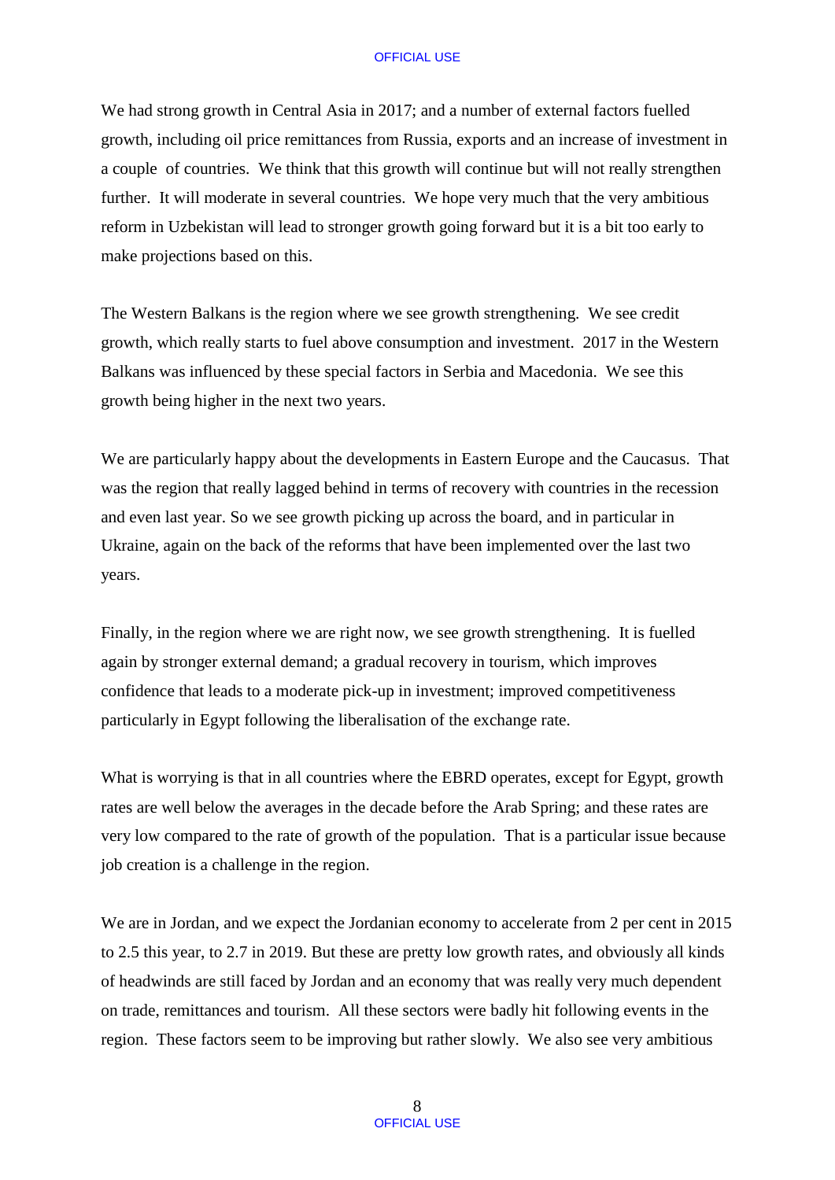We had strong growth in Central Asia in 2017; and a number of external factors fuelled growth, including oil price remittances from Russia, exports and an increase of investment in a couple  of countries.  We think that this growth will continue but will not really strengthen further.  It will moderate in several countries.  We hope very much that the very ambitious reform in Uzbekistan will lead to stronger growth going forward but it is a bit too early to make projections based on this.

The Western Balkans is the region where we see growth strengthening.  We see credit growth, which really starts to fuel above consumption and investment.  2017 in the Western Balkans was influenced by these special factors in Serbia and Macedonia.  We see this growth being higher in the next two years.

We are particularly happy about the developments in Eastern Europe and the Caucasus.  That was the region that really lagged behind in terms of recovery with countries in the recession and even last year. So we see growth picking up across the board, and in particular in Ukraine, again on the back of the reforms that have been implemented over the last two years.

Finally, in the region where we are right now, we see growth strengthening.  It is fuelled again by stronger external demand; a gradual recovery in tourism, which improves confidence that leads to a moderate pick-up in investment; improved competitiveness particularly in Egypt following the liberalisation of the exchange rate.

What is worrying is that in all countries where the EBRD operates, except for Egypt, growth rates are well below the averages in the decade before the Arab Spring; and these rates are very low compared to the rate of growth of the population.  That is a particular issue because job creation is a challenge in the region.

We are in Jordan, and we expect the Jordanian economy to accelerate from 2 per cent in 2015 to 2.5 this year, to 2.7 in 2019. But these are pretty low growth rates, and obviously all kinds of headwinds are still faced by Jordan and an economy that was really very much dependent on trade, remittances and tourism.  All these sectors were badly hit following events in the region.  These factors seem to be improving but rather slowly.  We also see very ambitious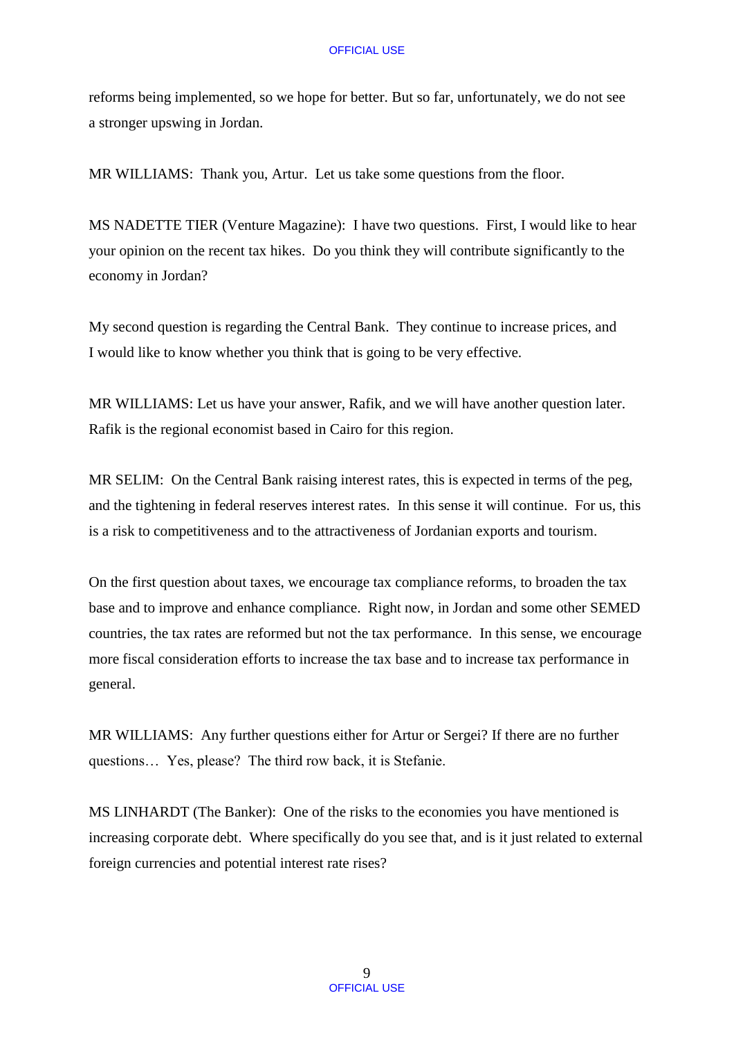reforms being implemented, so we hope for better. But so far, unfortunately, we do not see a stronger upswing in Jordan.

MR WILLIAMS: Thank you, Artur. Let us take some questions from the floor.

MS NADETTE TIER (Venture Magazine): I have two questions. First, I would like to hear your opinion on the recent tax hikes. Do you think they will contribute significantly to the economy in Jordan?

My second question is regarding the Central Bank. They continue to increase prices, and I would like to know whether you think that is going to be very effective.

MR WILLIAMS: Let us have your answer, Rafik, and we will have another question later. Rafik is the regional economist based in Cairo for this region.

MR SELIM: On the Central Bank raising interest rates, this is expected in terms of the peg, and the tightening in federal reserves interest rates. In this sense it will continue. For us, this is a risk to competitiveness and to the attractiveness of Jordanian exports and tourism.

On the first question about taxes, we encourage tax compliance reforms, to broaden the tax base and to improve and enhance compliance. Right now, in Jordan and some other SEMED countries, the tax rates are reformed but not the tax performance. In this sense, we encourage more fiscal consideration efforts to increase the tax base and to increase tax performance in general.

MR WILLIAMS: Any further questions either for Artur or Sergei? If there are no further questions… Yes, please? The third row back, it is Stefanie.

MS LINHARDT (The Banker): One of the risks to the economies you have mentioned is increasing corporate debt. Where specifically do you see that, and is it just related to external foreign currencies and potential interest rate rises?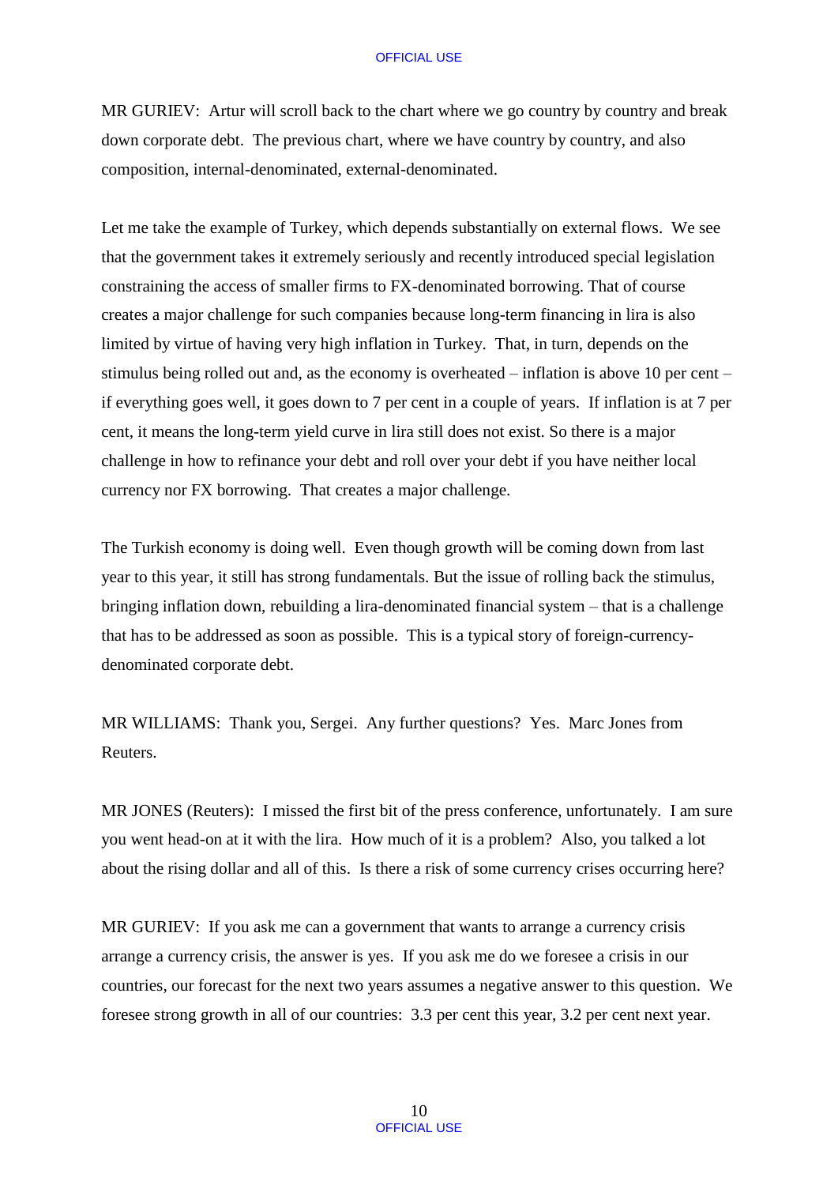MR GURIEV: Artur will scroll back to the chart where we go country by country and break down corporate debt. The previous chart, where we have country by country, and also composition, internal-denominated, external-denominated.

Let me take the example of Turkey, which depends substantially on external flows. We see that the government takes it extremely seriously and recently introduced special legislation constraining the access of smaller firms to FX-denominated borrowing. That of course creates a major challenge for such companies because long-term financing in lira is also limited by virtue of having very high inflation in Turkey. That, in turn, depends on the stimulus being rolled out and, as the economy is overheated – inflation is above 10 per cent – if everything goes well, it goes down to 7 per cent in a couple of years. If inflation is at 7 per cent, it means the long-term yield curve in lira still does not exist. So there is a major challenge in how to refinance your debt and roll over your debt if you have neither local currency nor FX borrowing. That creates a major challenge.

The Turkish economy is doing well. Even though growth will be coming down from last year to this year, it still has strong fundamentals. But the issue of rolling back the stimulus, bringing inflation down, rebuilding a lira-denominated financial system – that is a challenge that has to be addressed as soon as possible. This is a typical story of foreign-currency-denominated corporate debt.

MR WILLIAMS: Thank you, Sergei. Any further questions? Yes. Marc Jones from Reuters.

MR JONES (Reuters): I missed the first bit of the press conference, unfortunately. I am sure you went head-on at it with the lira. How much of it is a problem? Also, you talked a lot about the rising dollar and all of this. Is there a risk of some currency crises occurring here?

MR GURIEV: If you ask me can a government that wants to arrange a currency crisis arrange a currency crisis, the answer is yes. If you ask me do we foresee a crisis in our countries, our forecast for the next two years assumes a negative answer to this question. We foresee strong growth in all of our countries: 3.3 per cent this year, 3.2 per cent next year.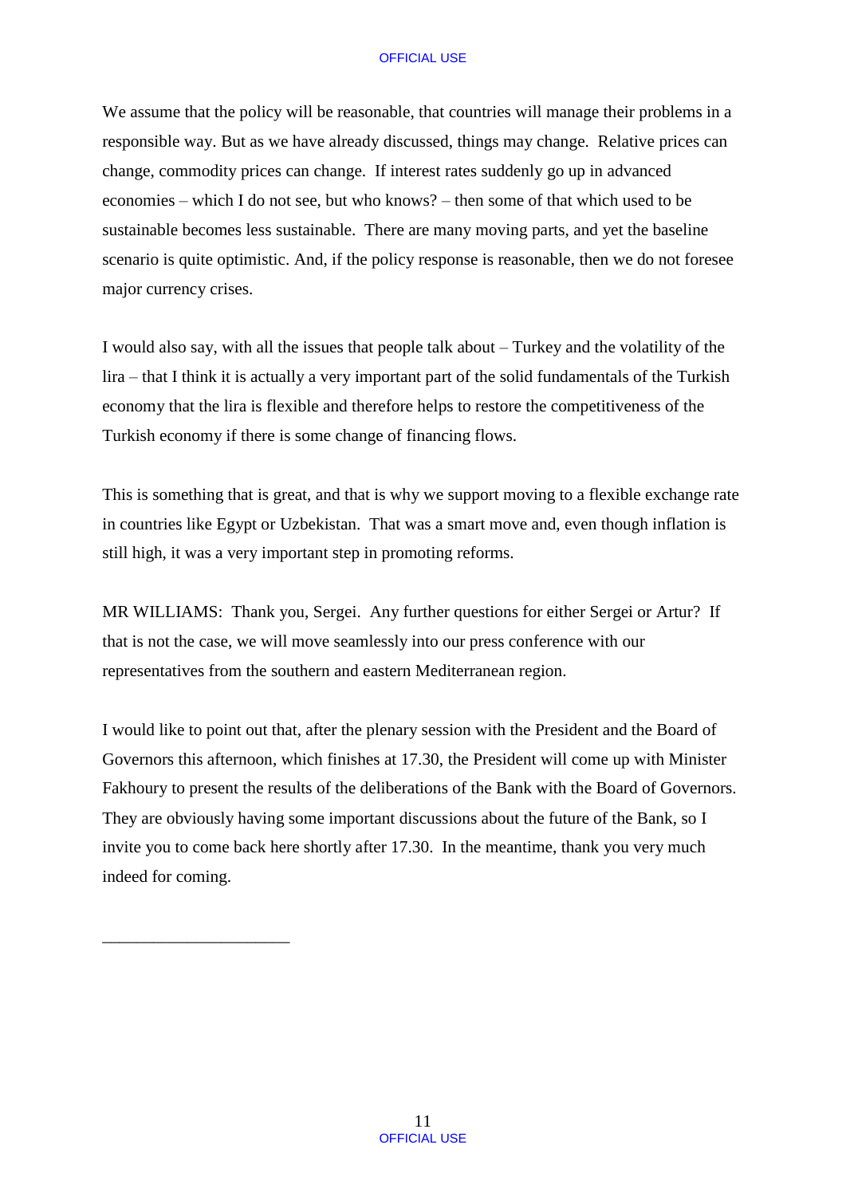We assume that the policy will be reasonable, that countries will manage their problems in a responsible way. But as we have already discussed, things may change. Relative prices can change, commodity prices can change. If interest rates suddenly go up in advanced economies – which I do not see, but who knows? – then some of that which used to be sustainable becomes less sustainable. There are many moving parts, and yet the baseline scenario is quite optimistic. And, if the policy response is reasonable, then we do not foresee major currency crises.

I would also say, with all the issues that people talk about – Turkey and the volatility of the lira – that I think it is actually a very important part of the solid fundamentals of the Turkish economy that the lira is flexible and therefore helps to restore the competitiveness of the Turkish economy if there is some change of financing flows.

This is something that is great, and that is why we support moving to a flexible exchange rate in countries like Egypt or Uzbekistan. That was a smart move and, even though inflation is still high, it was a very important step in promoting reforms.

MR WILLIAMS: Thank you, Sergei. Any further questions for either Sergei or Artur? If that is not the case, we will move seamlessly into our press conference with our representatives from the southern and eastern Mediterranean region.

I would like to point out that, after the plenary session with the President and the Board of Governors this afternoon, which finishes at 17.30, the President will come up with Minister Fakhoury to present the results of the deliberations of the Bank with the Board of Governors. They are obviously having some important discussions about the future of the Bank, so I invite you to come back here shortly after 17.30. In the meantime, thank you very much indeed for coming.

______________________